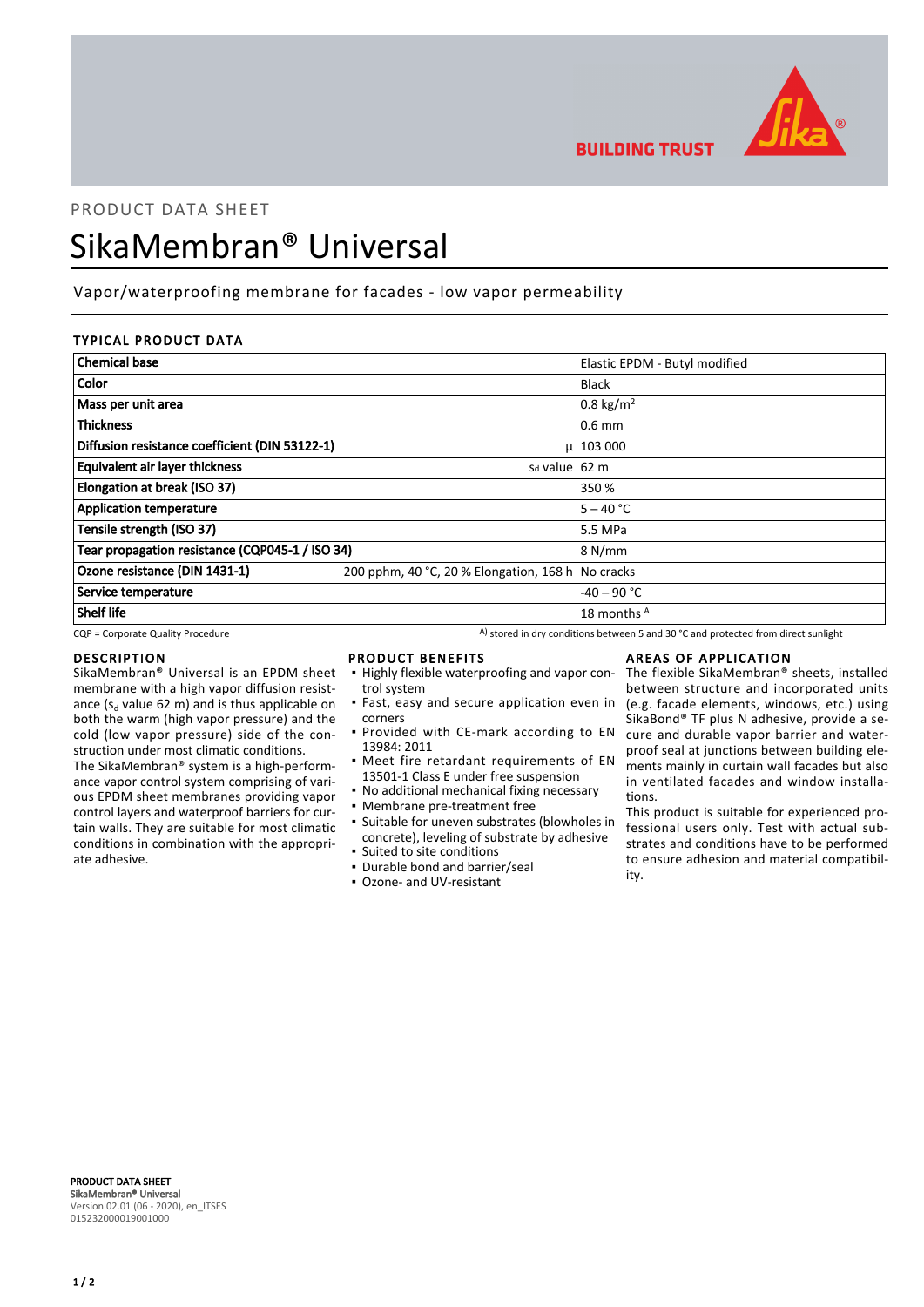PRODUCT DATA SHEET

# SikaMembran® Universal

Vapor/waterproofing membrane for facades - low vapor permeability

## TYPICAL PRODUCT DATA

| Property | | Value |
|---|---|---|
| Chemical base | | Elastic EPDM - Butyl modified |
| Color | | Black |
| Mass per unit area | | 0.8 kg/m$^2$ |
| Thickness | | 0.6 mm |
| Diffusion resistance coefficient (DIN 53122-1) | µ | 103 000 |
| Equivalent air layer thickness | sd value | 62 m |
| Elongation at break (ISO 37) | | 350 % |
| Application temperature | | 5 – 40 °C |
| Tensile strength (ISO 37) | | 5.5 MPa |
| Tear propagation resistance (CQP045-1 / ISO 34) | | 8 N/mm |
| Ozone resistance (DIN 1431-1) | 200 pphm, 40 °C, 20 % Elongation, 168 h | No cracks |
| Service temperature | | -40 – 90 °C |
| Shelf life | | 18 months [A] |

CQP = Corporate Quality Procedure

A) stored in dry conditions between 5 and 30 °C and protected from direct sunlight

## DESCRIPTION

SikaMembran® Universal is an EPDM sheet membrane with a high vapor diffusion resistance ($s_d$ value 62 m) and is thus applicable on both the warm (high vapor pressure) and the cold (low vapor pressure) side of the construction under most climatic conditions.

The SikaMembran® system is a high-performance vapor control system comprising of various EPDM sheet membranes providing vapor control layers and waterproof barriers for curtain walls. They are suitable for most climatic conditions in combination with the appropriate adhesive.

## PRODUCT BENEFITS

- Highly flexible waterproofing and vapor control system
- Fast, easy and secure application even in corners
- Provided with CE-mark according to EN 13984: 2011
- Meet fire retardant requirements of EN 13501-1 Class E under free suspension
- No additional mechanical fixing necessary
- Membrane pre-treatment free
- Suitable for uneven substrates (blowholes in concrete), leveling of substrate by adhesive
- Suited to site conditions
- Durable bond and barrier/seal
- Ozone- and UV-resistant

## AREAS OF APPLICATION

The flexible SikaMembran® sheets, installed between structure and incorporated units (e.g. facade elements, windows, etc.) using SikaBond® TF plus N adhesive, provide a secure and durable vapor barrier and waterproof seal at junctions between building elements mainly in curtain wall facades but also in ventilated facades and window installations.

This product is suitable for experienced professional users only. Test with actual substrates and conditions have to be performed to ensure adhesion and material compatibility.

**PRODUCT DATA SHEET**
**SikaMembran® Universal**
Version 02.01 (06 - 2020), en_ITSES
015232000019001000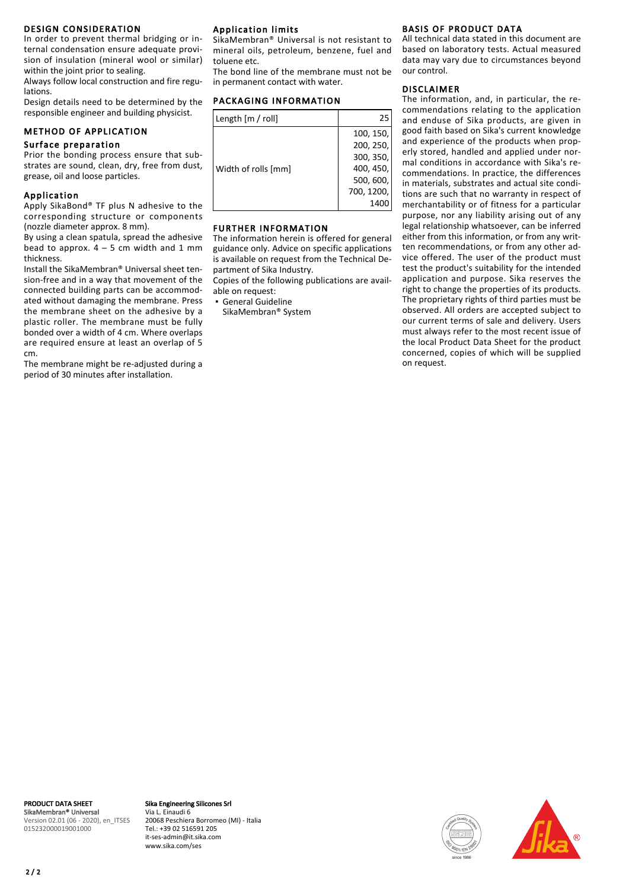## DESIGN CONSIDERATION

In order to prevent thermal bridging or internal condensation ensure adequate provision of insulation (mineral wool or similar) within the joint prior to sealing.

Always follow local construction and fire regulations.

Design details need to be determined by the responsible engineer and building physicist.

## METHOD OF APPLICATION

### Surface preparation

Prior the bonding process ensure that substrates are sound, clean, dry, free from dust, grease, oil and loose particles.

### Application

Apply SikaBond® TF plus N adhesive to the corresponding structure or components (nozzle diameter approx. 8 mm).

By using a clean spatula, spread the adhesive bead to approx. 4 – 5 cm width and 1 mm thickness.

Install the SikaMembran® Universal sheet tension-free and in a way that movement of the connected building parts can be accommodated without damaging the membrane. Press the membrane sheet on the adhesive by a plastic roller. The membrane must be fully bonded over a width of 4 cm. Where overlaps are required ensure at least an overlap of 5 cm.

The membrane might be re-adjusted during a period of 30 minutes after installation.

### Application limits

SikaMembran® Universal is not resistant to mineral oils, petroleum, benzene, fuel and toluene etc.

The bond line of the membrane must not be in permanent contact with water.

## PACKAGING INFORMATION

| | |
|---|---|
| Length [m / roll] | 25 |
| Width of rolls [mm] | 100, 150, 200, 250, 300, 350, 400, 450, 500, 600, 700, 1200, 1400 |

## FURTHER INFORMATION

The information herein is offered for general guidance only. Advice on specific applications is available on request from the Technical Department of Sika Industry.

Copies of the following publications are available on request:

- General Guideline SikaMembran® System

## BASIS OF PRODUCT DATA

All technical data stated in this document are based on laboratory tests. Actual measured data may vary due to circumstances beyond our control.

## DISCLAIMER

The information, and, in particular, the recommendations relating to the application and enduse of Sika products, are given in good faith based on Sika's current knowledge and experience of the products when properly stored, handled and applied under normal conditions in accordance with Sika's recommendations. In practice, the differences in materials, substrates and actual site conditions are such that no warranty in respect of merchantability or of fitness for a particular purpose, nor any liability arising out of any legal relationship whatsoever, can be inferred either from this information, or from any written recommendations, or from any other advice offered. The user of the product must test the product's suitability for the intended application and purpose. Sika reserves the right to change the properties of its products. The proprietary rights of third parties must be observed. All orders are accepted subject to our current terms of sale and delivery. Users must always refer to the most recent issue of the local Product Data Sheet for the product concerned, copies of which will be supplied on request.

**PRODUCT DATA SHEET**
**SikaMembran® Universal**
Version 02.01 (06 - 2020), en_ITSES
015232000019001000

**Sika Engineering Silicones Srl**
Via L. Einaudi 6
20068 Peschiera Borromeo (MI) - Italia
Tel.: +39 02 516591 205
it-ses-admin@it.sika.com
www.sika.com/ses